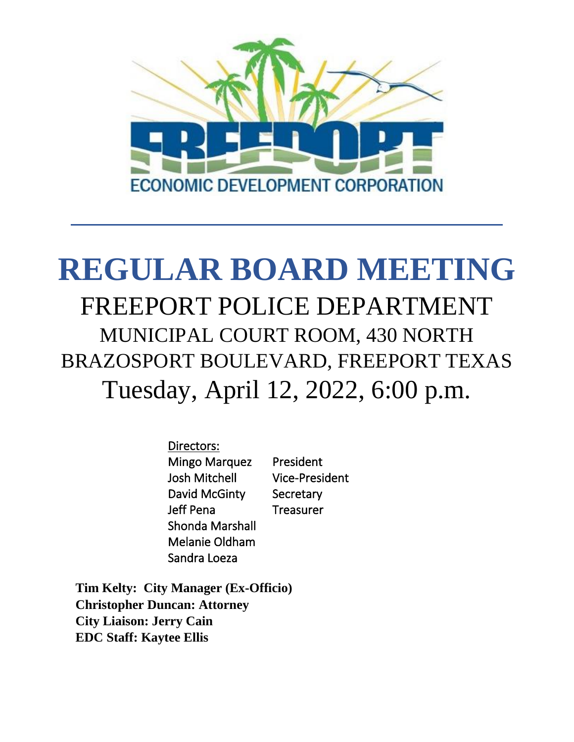ECONOMIC DEVELOPMENT CORPORATION

# REGULAR BOARD MEETING

## FREEPORT POLICE DEPARTMENT

MUNICIPAL COURT ROOM, 430 NORTH BRAZOSPORT BOULEVARD, FREEPORT TEXAS

Tuesday, April 12, 2022, 6:00 p.m.

Directors:

| | |
|---|---|
| Mingo Marquez | President |
| Josh Mitchell | Vice-President |
| David McGinty | Secretary |
| Jeff Pena | Treasurer |
| Shonda Marshall | |
| Melanie Oldham | |
| Sandra Loeza | |

**Tim Kelty: City Manager (Ex-Officio)**
**Christopher Duncan: Attorney**
**City Liaison: Jerry Cain**
**EDC Staff: Kaytee Ellis**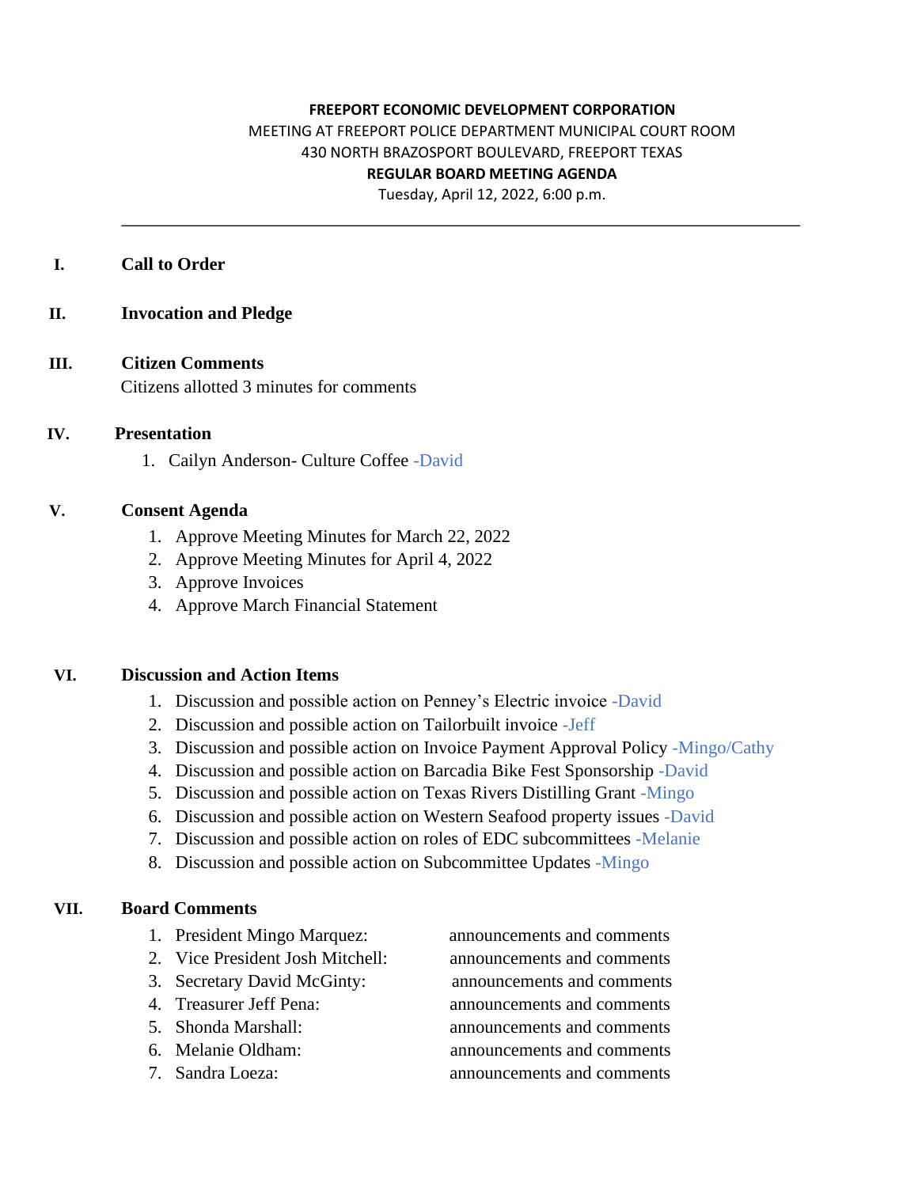**FREEPORT ECONOMIC DEVELOPMENT CORPORATION**

MEETING AT FREEPORT POLICE DEPARTMENT MUNICIPAL COURT ROOM

430 NORTH BRAZOSPORT BOULEVARD, FREEPORT TEXAS

**REGULAR BOARD MEETING AGENDA**

Tuesday, April 12, 2022, 6:00 p.m.

---

## I. Call to Order

## II. Invocation and Pledge

## III. Citizen Comments

Citizens allotted 3 minutes for comments

## IV. Presentation

1. Cailyn Anderson- Culture Coffee -David

## V. Consent Agenda

1. Approve Meeting Minutes for March 22, 2022
2. Approve Meeting Minutes for April 4, 2022
3. Approve Invoices
4. Approve March Financial Statement

## VI. Discussion and Action Items

1. Discussion and possible action on Penney's Electric invoice -David
2. Discussion and possible action on Tailorbuilt invoice -Jeff
3. Discussion and possible action on Invoice Payment Approval Policy -Mingo/Cathy
4. Discussion and possible action on Barcadia Bike Fest Sponsorship -David
5. Discussion and possible action on Texas Rivers Distilling Grant -Mingo
6. Discussion and possible action on Western Seafood property issues -David
7. Discussion and possible action on roles of EDC subcommittees -Melanie
8. Discussion and possible action on Subcommittee Updates -Mingo

## VII. Board Comments

1. President Mingo Marquez: announcements and comments
2. Vice President Josh Mitchell: announcements and comments
3. Secretary David McGinty: announcements and comments
4. Treasurer Jeff Pena: announcements and comments
5. Shonda Marshall: announcements and comments
6. Melanie Oldham: announcements and comments
7. Sandra Loeza: announcements and comments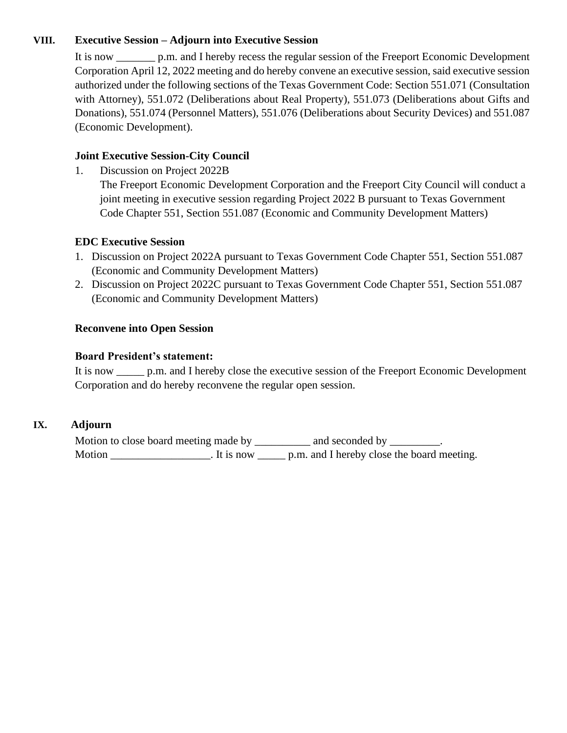## VIII. Executive Session – Adjourn into Executive Session

It is now _______ p.m. and I hereby recess the regular session of the Freeport Economic Development Corporation April 12, 2022 meeting and do hereby convene an executive session, said executive session authorized under the following sections of the Texas Government Code: Section 551.071 (Consultation with Attorney), 551.072 (Deliberations about Real Property), 551.073 (Deliberations about Gifts and Donations), 551.074 (Personnel Matters), 551.076 (Deliberations about Security Devices) and 551.087 (Economic Development).

**Joint Executive Session-City Council**

1. Discussion on Project 2022B
   The Freeport Economic Development Corporation and the Freeport City Council will conduct a joint meeting in executive session regarding Project 2022 B pursuant to Texas Government Code Chapter 551, Section 551.087 (Economic and Community Development Matters)

**EDC Executive Session**

1. Discussion on Project 2022A pursuant to Texas Government Code Chapter 551, Section 551.087 (Economic and Community Development Matters)
2. Discussion on Project 2022C pursuant to Texas Government Code Chapter 551, Section 551.087 (Economic and Community Development Matters)

**Reconvene into Open Session**

**Board President's statement:**
It is now _____ p.m. and I hereby close the executive session of the Freeport Economic Development Corporation and do hereby reconvene the regular open session.

## IX. Adjourn

Motion to close board meeting made by __________ and seconded by _________.
Motion __________________. It is now _____ p.m. and I hereby close the board meeting.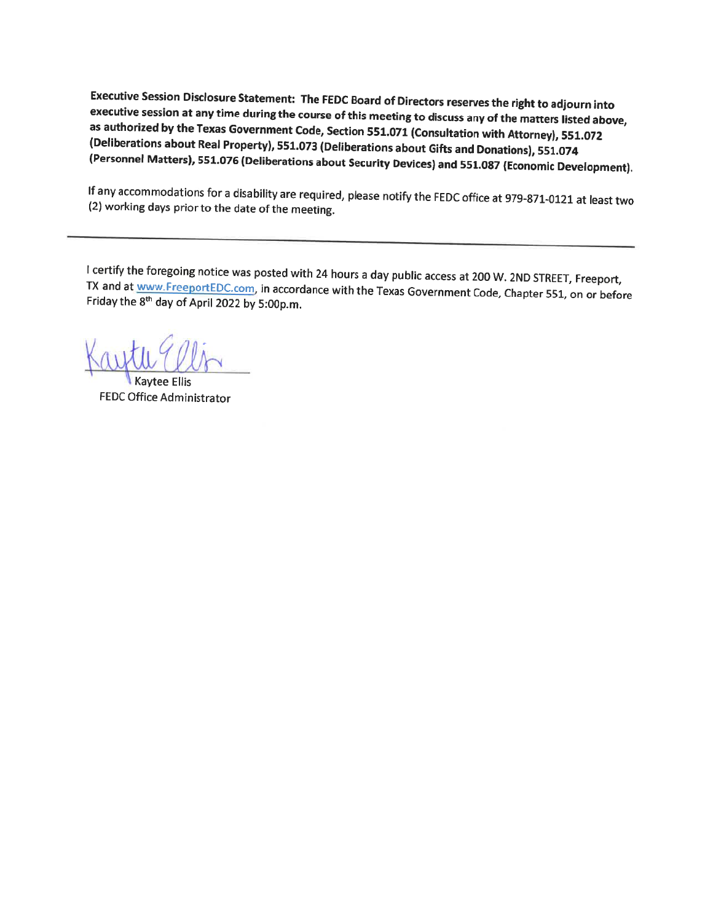**Executive Session Disclosure Statement: The FEDC Board of Directors reserves the right to adjourn into executive session at any time during the course of this meeting to discuss any of the matters listed above, as authorized by the Texas Government Code, Section 551.071 (Consultation with Attorney), 551.072 (Deliberations about Real Property), 551.073 (Deliberations about Gifts and Donations), 551.074 (Personnel Matters), 551.076 (Deliberations about Security Devices) and 551.087 (Economic Development).**

If any accommodations for a disability are required, please notify the FEDC office at 979-871-0121 at least two (2) working days prior to the date of the meeting.

---

I certify the foregoing notice was posted with 24 hours a day public access at 200 W. 2ND STREET, Freeport, TX and at www.FreeportEDC.com, in accordance with the Texas Government Code, Chapter 551, on or before Friday the 8th day of April 2022 by 5:00p.m.

Kaytee Ellis
FEDC Office Administrator